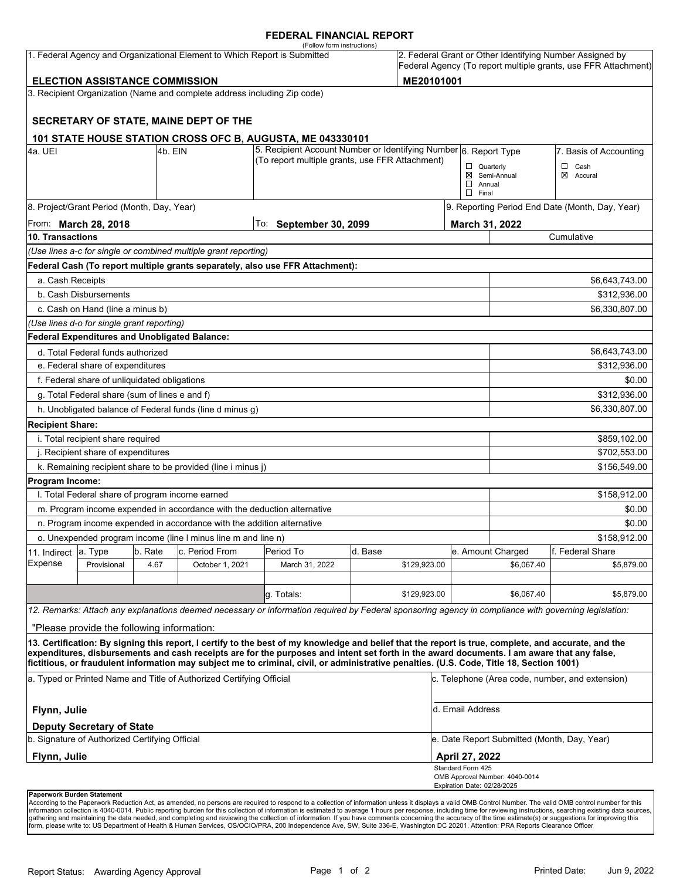# FEDERAL FINANCIAL REPORT

(Follow form instructions)

| | |
|---|---|
| 1. Federal Agency and Organizational Element to Which Report is Submitted<br>**ELECTION ASSISTANCE COMMISSION** | 2. Federal Grant or Other Identifying Number Assigned by Federal Agency (To report multiple grants, use FFR Attachment)<br>**ME20101001** |

3. Recipient Organization (Name and complete address including Zip code)

**SECRETARY OF STATE, MAINE DEPT OF THE**

**101 STATE HOUSE STATION CROSS OFC B, AUGUSTA, ME 043330101**

| 4a. UEI | 4b. EIN | 5. Recipient Account Number or Identifying Number (To report multiple grants, use FFR Attachment) | 6. Report Type | 7. Basis of Accounting |
|---|---|---|---|---|
| | | | ☐ Quarterly<br>☒ Semi-Annual<br>☐ Annual<br>☐ Final | ☐ Cash<br>☒ Accural |

| 8. Project/Grant Period (Month, Day, Year) | | 9. Reporting Period End Date (Month, Day, Year) |
|---|---|---|
| From: **March 28, 2018** | To: **September 30, 2099** | **March 31, 2022** |

| 10. Transactions | Cumulative |
|---|---|
| *(Use lines a-c for single or combined multiple grant reporting)* | |
| **Federal Cash (To report multiple grants separately, also use FFR Attachment):** | |
| a. Cash Receipts | $6,643,743.00 |
| b. Cash Disbursements | $312,936.00 |
| c. Cash on Hand (line a minus b) | $6,330,807.00 |
| *(Use lines d-o for single grant reporting)* | |
| **Federal Expenditures and Unobligated Balance:** | |
| d. Total Federal funds authorized | $6,643,743.00 |
| e. Federal share of expenditures | $312,936.00 |
| f. Federal share of unliquidated obligations | $0.00 |
| g. Total Federal share (sum of lines e and f) | $312,936.00 |
| h. Unobligated balance of Federal funds (line d minus g) | $6,330,807.00 |
| **Recipient Share:** | |
| i. Total recipient share required | $859,102.00 |
| j. Recipient share of expenditures | $702,553.00 |
| k. Remaining recipient share to be provided (line i minus j) | $156,549.00 |
| **Program Income:** | |
| l. Total Federal share of program income earned | $158,912.00 |
| m. Program income expended in accordance with the deduction alternative | $0.00 |
| n. Program income expended in accordance with the addition alternative | $0.00 |
| o. Unexpended program income (line l minus line m and line n) | $158,912.00 |

| 11. Indirect Expense | a. Type | b. Rate | c. Period From | Period To | d. Base | e. Amount Charged | f. Federal Share |
|---|---|---|---|---|---|---|---|
| | Provisional | 4.67 | October 1, 2021 | March 31, 2022 | $129,923.00 | $6,067.40 | $5,879.00 |
| | | | | | | | |
| | | | | g. Totals: | $129,923.00 | $6,067.40 | $5,879.00 |

12. Remarks: Attach any explanations deemed necessary or information required by Federal sponsoring agency in compliance with governing legislation:

"Please provide the following information:

**13. Certification: By signing this report, I certify to the best of my knowledge and belief that the report is true, complete, and accurate, and the expenditures, disbursements and cash receipts are for the purposes and intent set forth in the award documents. I am aware that any false, fictitious, or fraudulent information may subject me to criminal, civil, or administrative penalties. (U.S. Code, Title 18, Section 1001)**

| | |
|---|---|
| a. Typed or Printed Name and Title of Authorized Certifying Official<br>**Flynn, Julie**<br>**Deputy Secretary of State** | c. Telephone (Area code, number, and extension)<br><br>d. Email Address |
| b. Signature of Authorized Certifying Official<br>**Flynn, Julie** | e. Date Report Submitted (Month, Day, Year)<br>**April 27, 2022** |

Standard Form 425
OMB Approval Number: 4040-0014
Expiration Date: 02/28/2025

**Paperwork Burden Statement**

According to the Paperwork Reduction Act, as amended, no persons are required to respond to a collection of information unless it displays a valid OMB Control Number. The valid OMB control number for this information collection is 4040-0014. Public reporting burden for this collection of information is estimated to average 1 hours per response, including time for reviewing instructions, searching existing data sources, gathering and maintaining the data needed, and completing and reviewing the collection of information. If you have comments concerning the accuracy of the time estimate(s) or suggestions for improving this form, please write to: US Department of Health & Human Services, OS/OCIO/PRA, 200 Independence Ave, SW, Suite 336-E, Washington DC 20201. Attention: PRA Reports Clearance Officer

Report Status: Awarding Agency Approval

Printed Date: Jun 9, 2022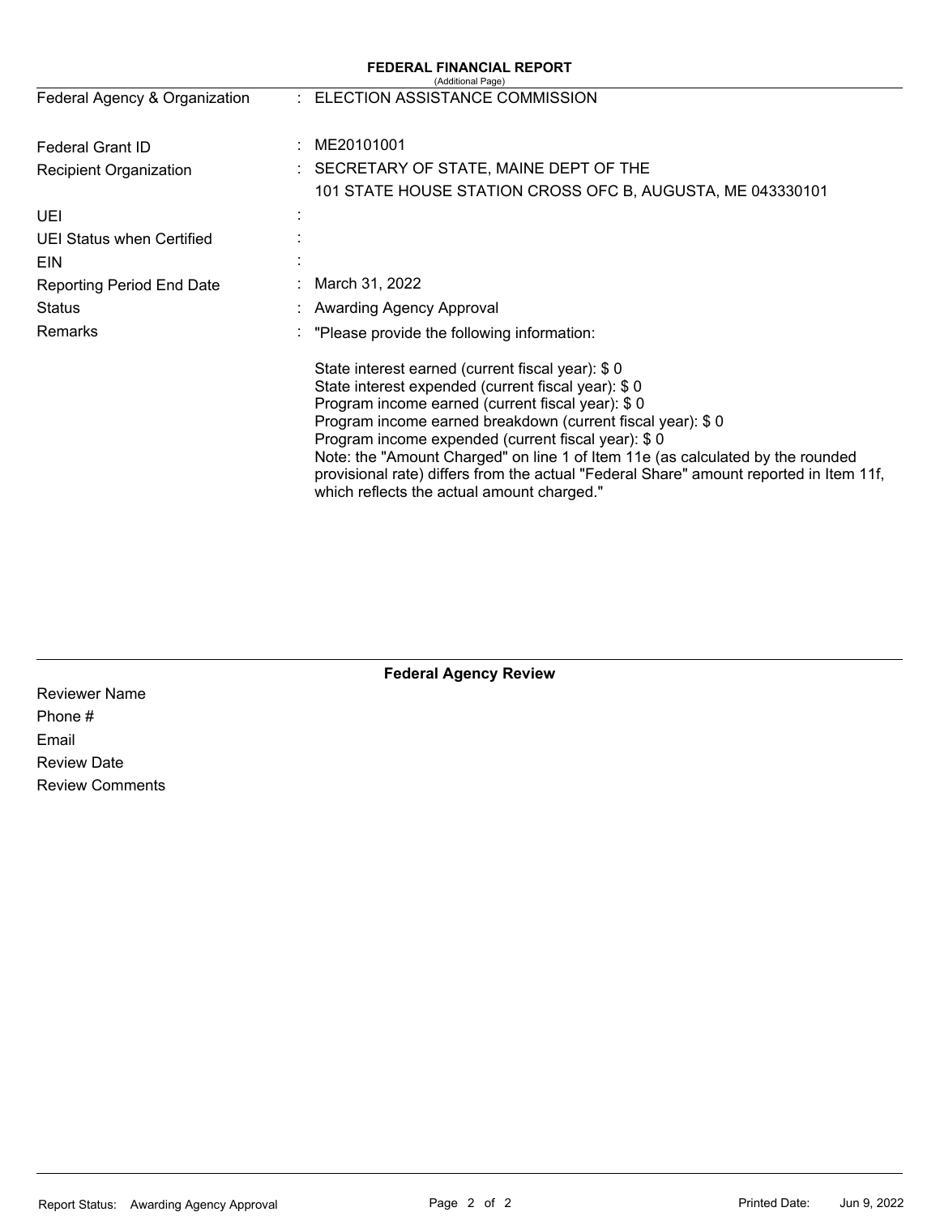# FEDERAL FINANCIAL REPORT

(Additional Page)

| | | |
|---|---|---|
| Federal Agency & Organization | : | ELECTION ASSISTANCE COMMISSION |
| Federal Grant ID | : | ME20101001 |
| Recipient Organization | : | SECRETARY OF STATE, MAINE DEPT OF THE<br>101 STATE HOUSE STATION CROSS OFC B, AUGUSTA, ME 043330101 |
| UEI | : | |
| UEI Status when Certified | : | |
| EIN | : | |
| Reporting Period End Date | : | March 31, 2022 |
| Status | : | Awarding Agency Approval |
| Remarks | : | "Please provide the following information:<br><br>State interest earned (current fiscal year): $ 0<br>State interest expended (current fiscal year): $ 0<br>Program income earned (current fiscal year): $ 0<br>Program income earned breakdown (current fiscal year): $ 0<br>Program income expended (current fiscal year): $ 0<br>Note: the "Amount Charged" on line 1 of Item 11e (as calculated by the rounded provisional rate) differs from the actual "Federal Share" amount reported in Item 11f, which reflects the actual amount charged." |

## Federal Agency Review

Reviewer Name

Phone #

Email

Review Date

Review Comments

Report Status: Awarding Agency Approval

Printed Date: Jun 9, 2022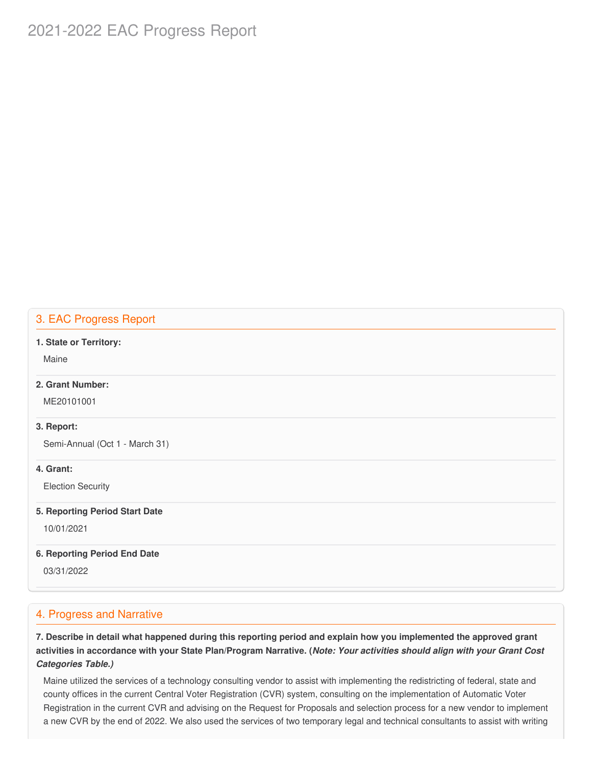# 2021-2022 EAC Progress Report

## 3. EAC Progress Report

**1. State or Territory:**

Maine

**2. Grant Number:**

ME20101001

**3. Report:**

Semi-Annual (Oct 1 - March 31)

**4. Grant:**

Election Security

**5. Reporting Period Start Date**

10/01/2021

**6. Reporting Period End Date**

03/31/2022

## 4. Progress and Narrative

**7. Describe in detail what happened during this reporting period and explain how you implemented the approved grant activities in accordance with your State Plan/Program Narrative. (*Note: Your activities should align with your Grant Cost Categories Table.)***

Maine utilized the services of a technology consulting vendor to assist with implementing the redistricting of federal, state and county offices in the current Central Voter Registration (CVR) system, consulting on the implementation of Automatic Voter Registration in the current CVR and advising on the Request for Proposals and selection process for a new vendor to implement a new CVR by the end of 2022. We also used the services of two temporary legal and technical consultants to assist with writing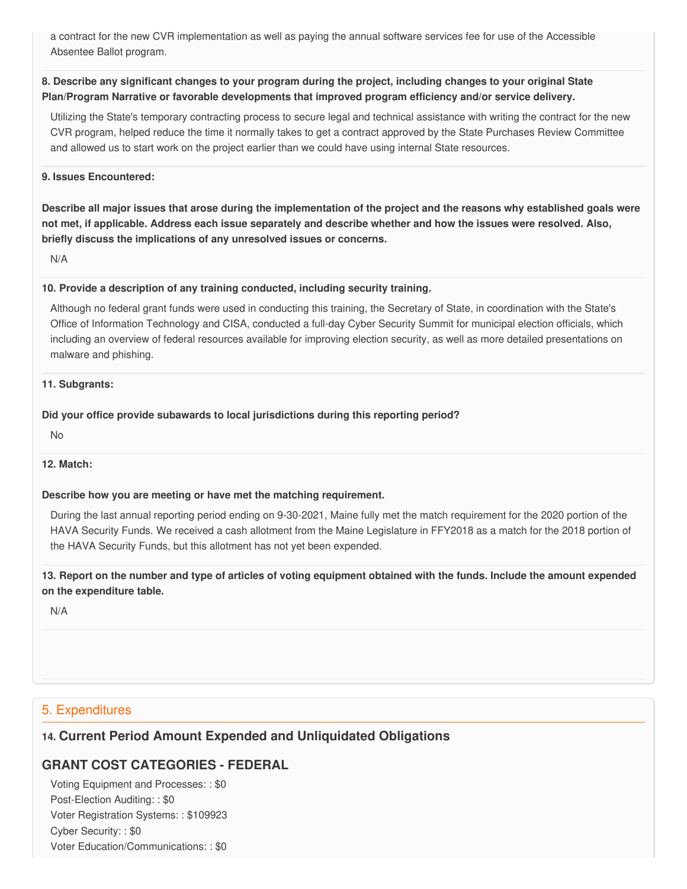a contract for the new CVR implementation as well as paying the annual software services fee for use of the Accessible Absentee Ballot program.

**8. Describe any significant changes to your program during the project, including changes to your original State Plan/Program Narrative or favorable developments that improved program efficiency and/or service delivery.**

Utilizing the State's temporary contracting process to secure legal and technical assistance with writing the contract for the new CVR program, helped reduce the time it normally takes to get a contract approved by the State Purchases Review Committee and allowed us to start work on the project earlier than we could have using internal State resources.

**9. Issues Encountered:**

**Describe all major issues that arose during the implementation of the project and the reasons why established goals were not met, if applicable. Address each issue separately and describe whether and how the issues were resolved. Also, briefly discuss the implications of any unresolved issues or concerns.**

N/A

**10. Provide a description of any training conducted, including security training.**

Although no federal grant funds were used in conducting this training, the Secretary of State, in coordination with the State's Office of Information Technology and CISA, conducted a full-day Cyber Security Summit for municipal election officials, which including an overview of federal resources available for improving election security, as well as more detailed presentations on malware and phishing.

**11. Subgrants:**

**Did your office provide subawards to local jurisdictions during this reporting period?**

No

**12. Match:**

**Describe how you are meeting or have met the matching requirement.**

During the last annual reporting period ending on 9-30-2021, Maine fully met the match requirement for the 2020 portion of the HAVA Security Funds. We received a cash allotment from the Maine Legislature in FFY2018 as a match for the 2018 portion of the HAVA Security Funds, but this allotment has not yet been expended.

**13. Report on the number and type of articles of voting equipment obtained with the funds. Include the amount expended on the expenditure table.**

N/A

## 5. Expenditures

### 14. Current Period Amount Expended and Unliquidated Obligations

### GRANT COST CATEGORIES - FEDERAL

Voting Equipment and Processes: : $0
Post-Election Auditing: : $0
Voter Registration Systems: : $109923
Cyber Security: : $0
Voter Education/Communications: : $0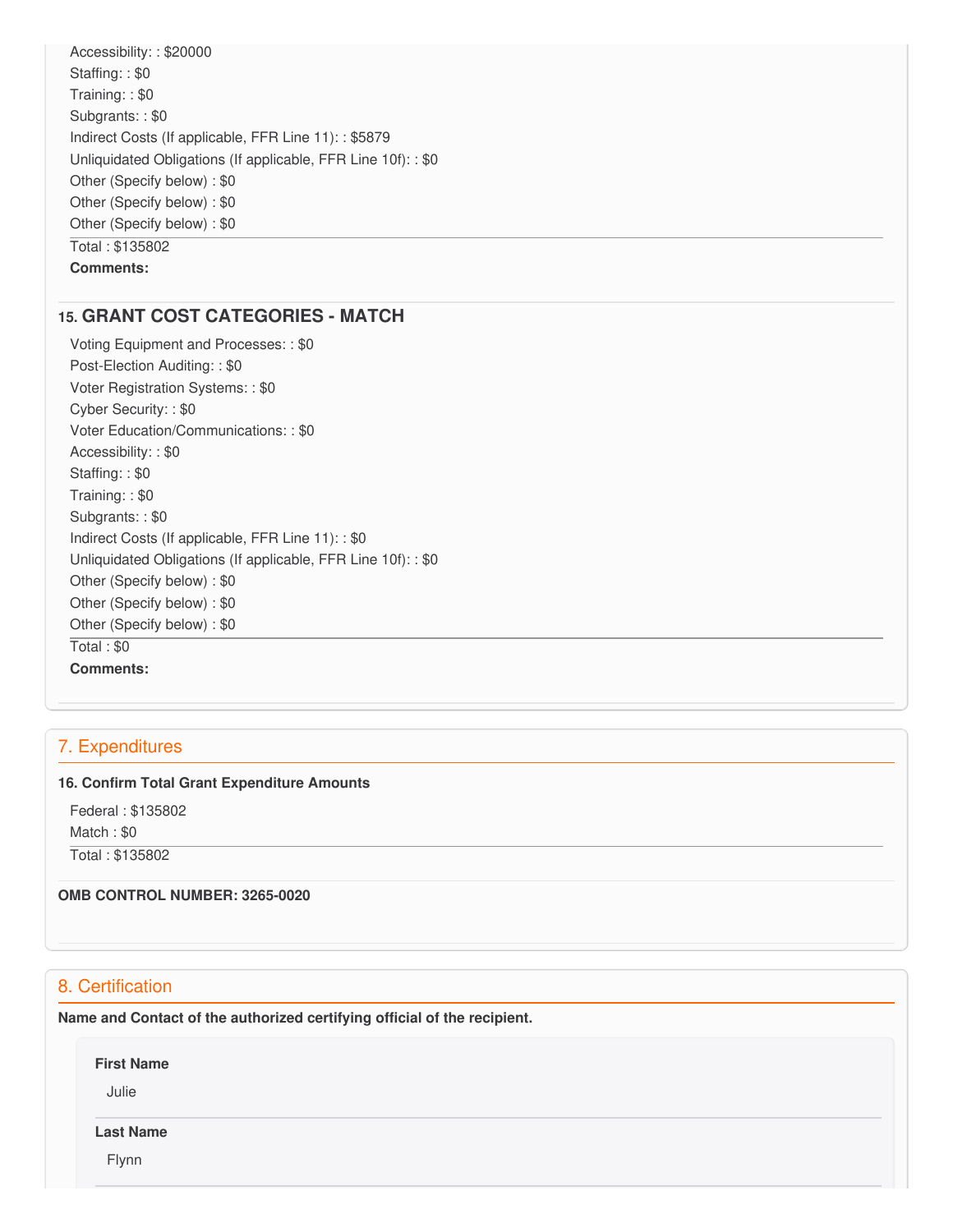Accessibility: : $20000
Staffing: : $0
Training: : $0
Subgrants: : $0
Indirect Costs (If applicable, FFR Line 11): : $5879
Unliquidated Obligations (If applicable, FFR Line 10f): : $0
Other (Specify below) : $0
Other (Specify below) : $0
Other (Specify below) : $0

Total : $135802

**Comments:**

### 15. GRANT COST CATEGORIES - MATCH

Voting Equipment and Processes: : $0
Post-Election Auditing: : $0
Voter Registration Systems: : $0
Cyber Security: : $0
Voter Education/Communications: : $0
Accessibility: : $0
Staffing: : $0
Training: : $0
Subgrants: : $0
Indirect Costs (If applicable, FFR Line 11): : $0
Unliquidated Obligations (If applicable, FFR Line 10f): : $0
Other (Specify below) : $0
Other (Specify below) : $0
Other (Specify below) : $0

Total : $0

**Comments:**

## 7. Expenditures

**16. Confirm Total Grant Expenditure Amounts**

Federal : $135802
Match : $0

Total : $135802

**OMB CONTROL NUMBER: 3265-0020**

## 8. Certification

**Name and Contact of the authorized certifying official of the recipient.**

**First Name**

Julie

**Last Name**

Flynn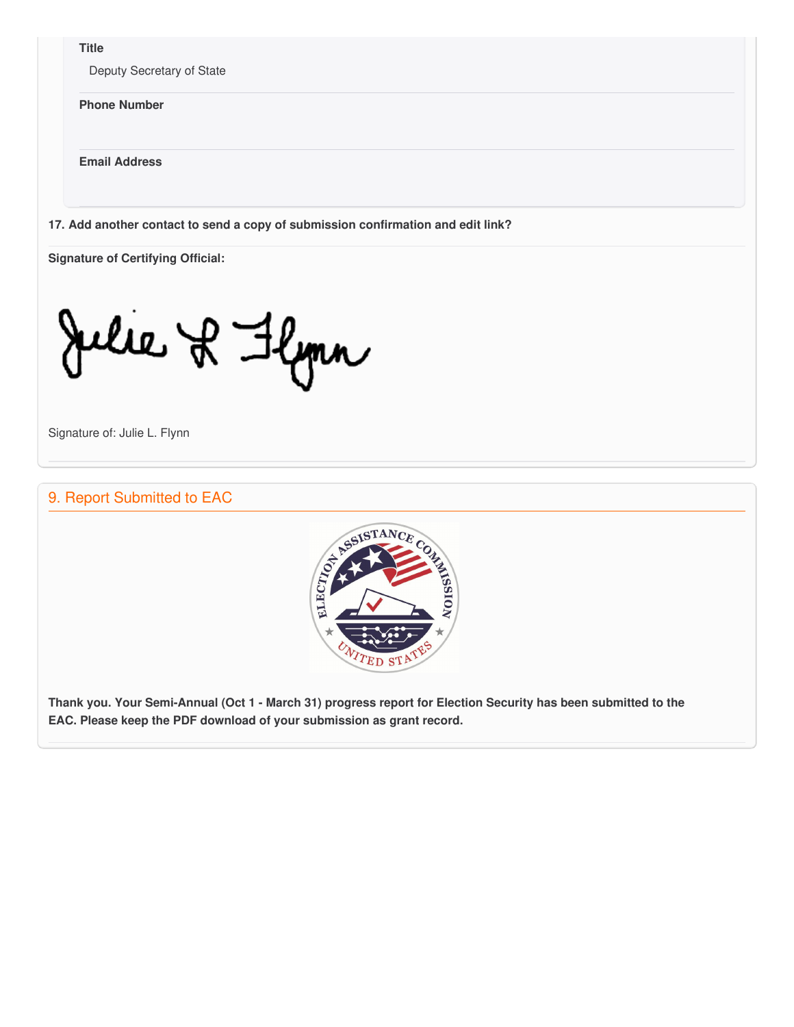**Title**

Deputy Secretary of State

**Phone Number**

**Email Address**

**17. Add another contact to send a copy of submission confirmation and edit link?**

**Signature of Certifying Official:**

Signature of: Julie L. Flynn

## 9. Report Submitted to EAC

**Thank you. Your Semi-Annual (Oct 1 - March 31) progress report for Election Security has been submitted to the EAC. Please keep the PDF download of your submission as grant record.**